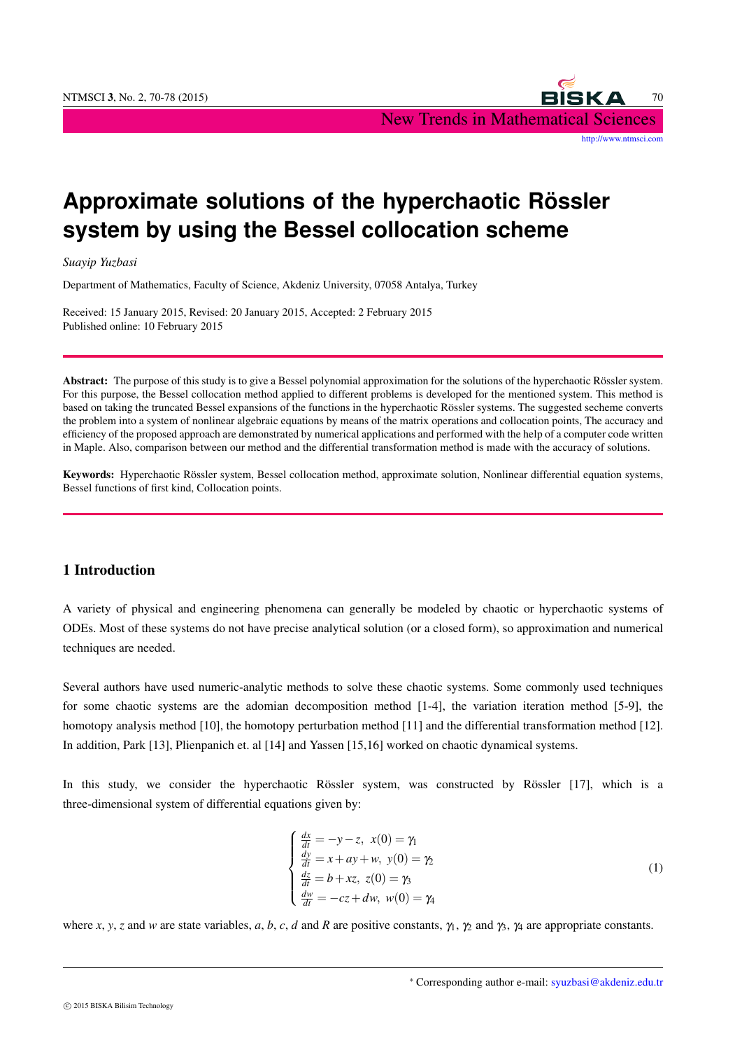# Approximate solutions of the hyperchaotic Rössler system by using the Bessel collocation scheme

*Suayip Yuzbasi*

Department of Mathematics, Faculty of Science, Akdeniz University, 07058 Antalya, Turkey

Received: 15 January 2015, Revised: 20 January 2015, Accepted: 2 February 2015
Published online: 10 February 2015

---

**Abstract:** The purpose of this study is to give a Bessel polynomial approximation for the solutions of the hyperchaotic Rössler system. For this purpose, the Bessel collocation method applied to different problems is developed for the mentioned system. This method is based on taking the truncated Bessel expansions of the functions in the hyperchaotic Rössler systems. The suggested secheme converts the problem into a system of nonlinear algebraic equations by means of the matrix operations and collocation points, The accuracy and efficiency of the proposed approach are demonstrated by numerical applications and performed with the help of a computer code written in Maple. Also, comparison between our method and the differential transformation method is made with the accuracy of solutions.

**Keywords:** Hyperchaotic Rössler system, Bessel collocation method, approximate solution, Nonlinear differential equation systems, Bessel functions of first kind, Collocation points.

---

## 1 Introduction

A variety of physical and engineering phenomena can generally be modeled by chaotic or hyperchaotic systems of ODEs. Most of these systems do not have precise analytical solution (or a closed form), so approximation and numerical techniques are needed.

Several authors have used numeric-analytic methods to solve these chaotic systems. Some commonly used techniques for some chaotic systems are the adomian decomposition method [1-4], the variation iteration method [5-9], the homotopy analysis method [10], the homotopy perturbation method [11] and the differential transformation method [12]. In addition, Park [13], Plienpanich et. al [14] and Yassen [15,16] worked on chaotic dynamical systems.

In this study, we consider the hyperchaotic Rössler system, was constructed by Rössler [17], which is a three-dimensional system of differential equations given by:

$$
\begin{cases}
\frac{dx}{dt} = -y - z, \ x(0) = \gamma_1 \\
\frac{dy}{dt} = x + ay + w, \ y(0) = \gamma_2 \\
\frac{dz}{dt} = b + xz, \ z(0) = \gamma_3 \\
\frac{dw}{dt} = -cz + dw, \ w(0) = \gamma_4
\end{cases}
\tag{1}
$$

where $x$, $y$, $z$ and $w$ are state variables, $a$, $b$, $c$, $d$ and $R$ are positive constants, $\gamma_1$, $\gamma_2$ and $\gamma_3$, $\gamma_4$ are appropriate constants.

* Corresponding author e-mail: syuzbasi@akdeniz.edu.tr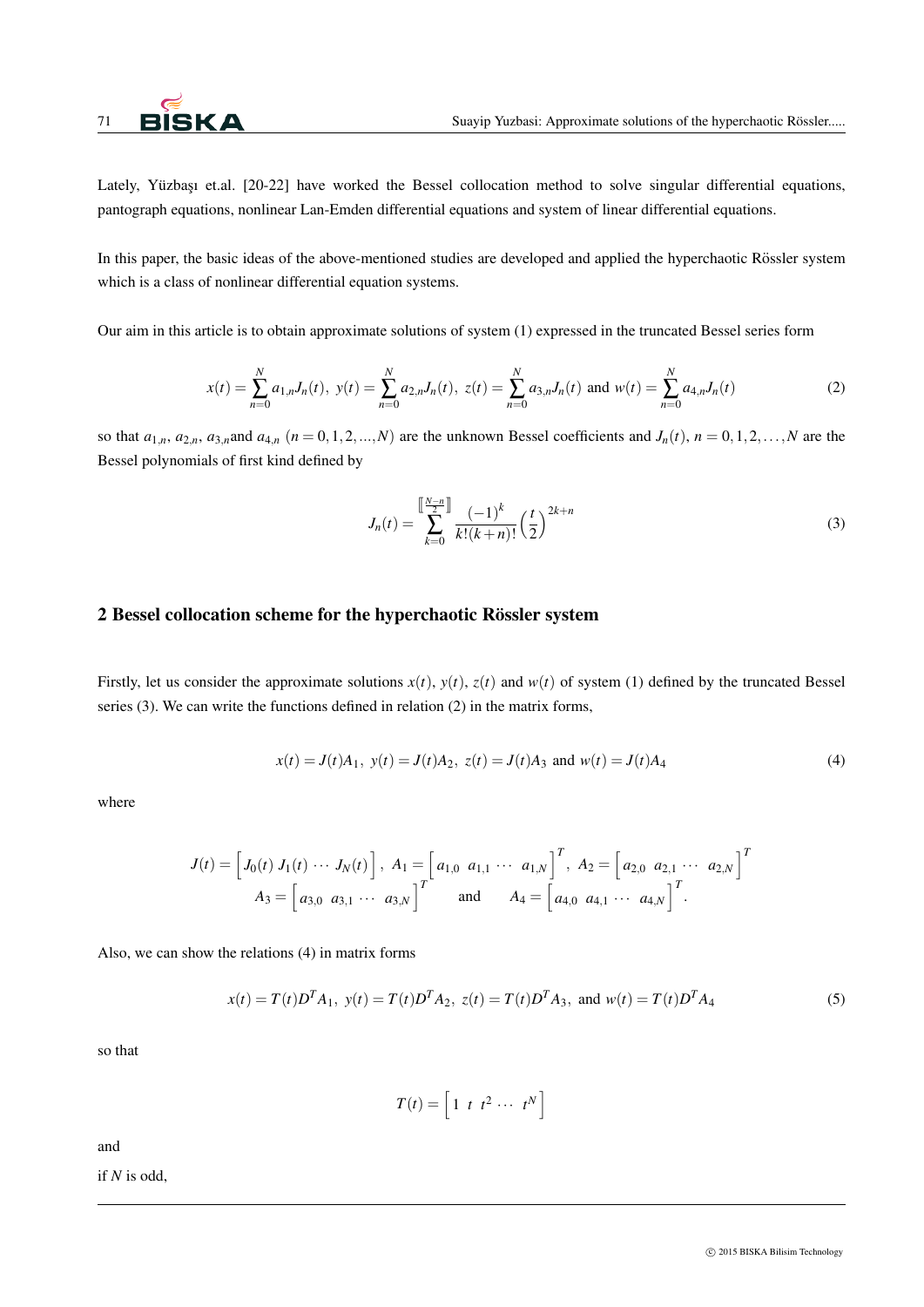Lately, Yüzbaşı et.al. [20-22] have worked the Bessel collocation method to solve singular differential equations, pantograph equations, nonlinear Lan-Emden differential equations and system of linear differential equations.

In this paper, the basic ideas of the above-mentioned studies are developed and applied the hyperchaotic Rössler system which is a class of nonlinear differential equation systems.

Our aim in this article is to obtain approximate solutions of system (1) expressed in the truncated Bessel series form

$$x(t)=\sum_{n=0}^{N}a_{1,n}J_n(t),\ y(t)=\sum_{n=0}^{N}a_{2,n}J_n(t),\ z(t)=\sum_{n=0}^{N}a_{3,n}J_n(t) \text{ and } w(t)=\sum_{n=0}^{N}a_{4,n}J_n(t) \tag{2}$$

so that $a_{1,n}$, $a_{2,n}$, $a_{3,n}$and $a_{4,n}$ $(n=0,1,2,...,N)$ are the unknown Bessel coefficients and $J_n(t)$, $n=0,1,2,\ldots,N$ are the Bessel polynomials of first kind defined by

$$J_n(t)=\sum_{k=0}^{\left[\!\left[\frac{N-n}{2}\right]\!\right]}\frac{(-1)^k}{k!(k+n)!}\left(\frac{t}{2}\right)^{2k+n} \tag{3}$$

## 2 Bessel collocation scheme for the hyperchaotic Rössler system

Firstly, let us consider the approximate solutions $x(t)$, $y(t)$, $z(t)$ and $w(t)$ of system (1) defined by the truncated Bessel series (3). We can write the functions defined in relation (2) in the matrix forms,

$$x(t)=J(t)A_1,\ y(t)=J(t)A_2,\ z(t)=J(t)A_3 \text{ and } w(t)=J(t)A_4 \tag{4}$$

where

$$J(t)=\left[\,J_0(t)\ J_1(t)\ \cdots\ J_N(t)\,\right],\ A_1=\left[\,a_{1,0}\ \ a_{1,1}\ \cdots\ a_{1,N}\,\right]^T,\ A_2=\left[\,a_{2,0}\ \ a_{2,1}\ \cdots\ a_{2,N}\,\right]^T$$
$$A_3=\left[\,a_{3,0}\ \ a_{3,1}\ \cdots\ a_{3,N}\,\right]^T \quad \text{and} \quad A_4=\left[\,a_{4,0}\ \ a_{4,1}\ \cdots\ a_{4,N}\,\right]^T.$$

Also, we can show the relations (4) in matrix forms

$$x(t)=T(t)D^TA_1,\ y(t)=T(t)D^TA_2,\ z(t)=T(t)D^TA_3, \text{ and } w(t)=T(t)D^TA_4 \tag{5}$$

so that

$$T(t)=\left[\,1\ \ t\ \ t^2\ \cdots\ t^N\,\right]$$

and

if $N$ is odd,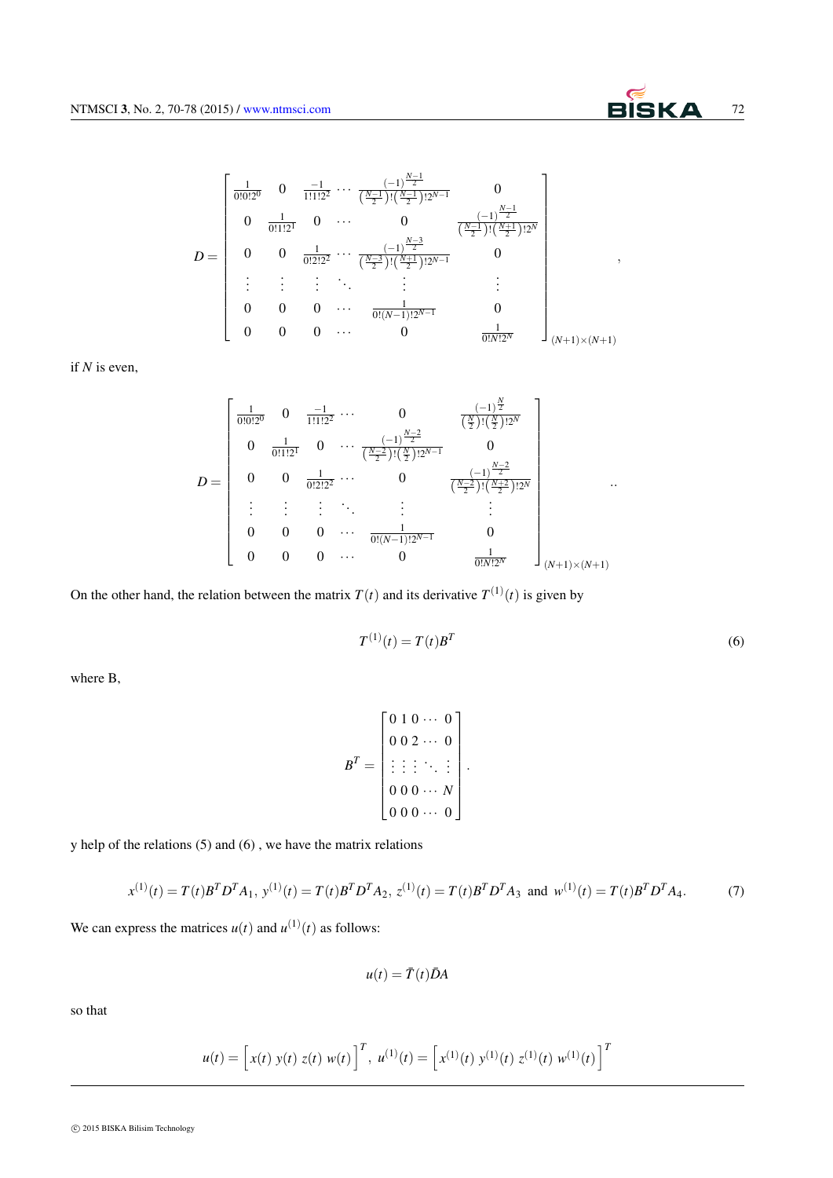$$
D = \begin{bmatrix}
\frac{1}{0!0!2^0} & 0 & \frac{-1}{1!1!2^2} & \cdots & \frac{(-1)^{\frac{N-1}{2}}}{\left(\frac{N-1}{2}\right)!\left(\frac{N-1}{2}\right)!2^{N-1}} & 0 \\
0 & \frac{1}{0!1!2^1} & 0 & \cdots & 0 & \frac{(-1)^{\frac{N-1}{2}}}{\left(\frac{N-1}{2}\right)!\left(\frac{N+1}{2}\right)!2^{N}} \\
0 & 0 & \frac{1}{0!2!2^2} & \cdots & \frac{(-1)^{\frac{N-3}{2}}}{\left(\frac{N-3}{2}\right)!\left(\frac{N+1}{2}\right)!2^{N-1}} & 0 \\
\vdots & \vdots & \vdots & \ddots & \vdots & \vdots \\
0 & 0 & 0 & \cdots & \frac{1}{0!(N-1)!2^{N-1}} & 0 \\
0 & 0 & 0 & \cdots & 0 & \frac{1}{0!N!2^N}
\end{bmatrix}_{(N+1)\times(N+1)},
$$

if $N$ is even,

$$
D = \begin{bmatrix}
\frac{1}{0!0!2^0} & 0 & \frac{-1}{1!1!2^2} & \cdots & 0 & \frac{(-1)^{\frac{N}{2}}}{\left(\frac{N}{2}\right)!\left(\frac{N}{2}\right)!2^{N}} \\
0 & \frac{1}{0!1!2^1} & 0 & \cdots & \frac{(-1)^{\frac{N-2}{2}}}{\left(\frac{N-2}{2}\right)!\left(\frac{N}{2}\right)!2^{N-1}} & 0 \\
0 & 0 & \frac{1}{0!2!2^2} & \cdots & 0 & \frac{(-1)^{\frac{N-2}{2}}}{\left(\frac{N-2}{2}\right)!\left(\frac{N+2}{2}\right)!2^{N}} \\
\vdots & \vdots & \vdots & \ddots & \vdots & \vdots \\
0 & 0 & 0 & \cdots & \frac{1}{0!(N-1)!2^{N-1}} & 0 \\
0 & 0 & 0 & \cdots & 0 & \frac{1}{0!N!2^N}
\end{bmatrix}_{(N+1)\times(N+1)}..
$$

On the other hand, the relation between the matrix $T(t)$ and its derivative $T^{(1)}(t)$ is given by

$$
T^{(1)}(t) = T(t)B^T \tag{6}
$$

where B,

$$
B^T = \begin{bmatrix}
0 & 1 & 0 & \cdots & 0 \\
0 & 0 & 2 & \cdots & 0 \\
\vdots & \vdots & \vdots & \ddots & \vdots \\
0 & 0 & 0 & \cdots & N \\
0 & 0 & 0 & \cdots & 0
\end{bmatrix}.
$$

y help of the relations (5) and (6) , we have the matrix relations

$$
x^{(1)}(t) = T(t)B^T D^T A_1,\ y^{(1)}(t) = T(t)B^T D^T A_2,\ z^{(1)}(t) = T(t)B^T D^T A_3 \text{ and } w^{(1)}(t) = T(t)B^T D^T A_4. \tag{7}
$$

We can express the matrices $u(t)$ and $u^{(1)}(t)$ as follows:

$$
u(t) = \bar{T}(t)\bar{D}A
$$

so that

$$
u(t) = \left[x(t)\ y(t)\ z(t)\ w(t)\right]^T,\ u^{(1)}(t) = \left[x^{(1)}(t)\ y^{(1)}(t)\ z^{(1)}(t)\ w^{(1)}(t)\right]^T
$$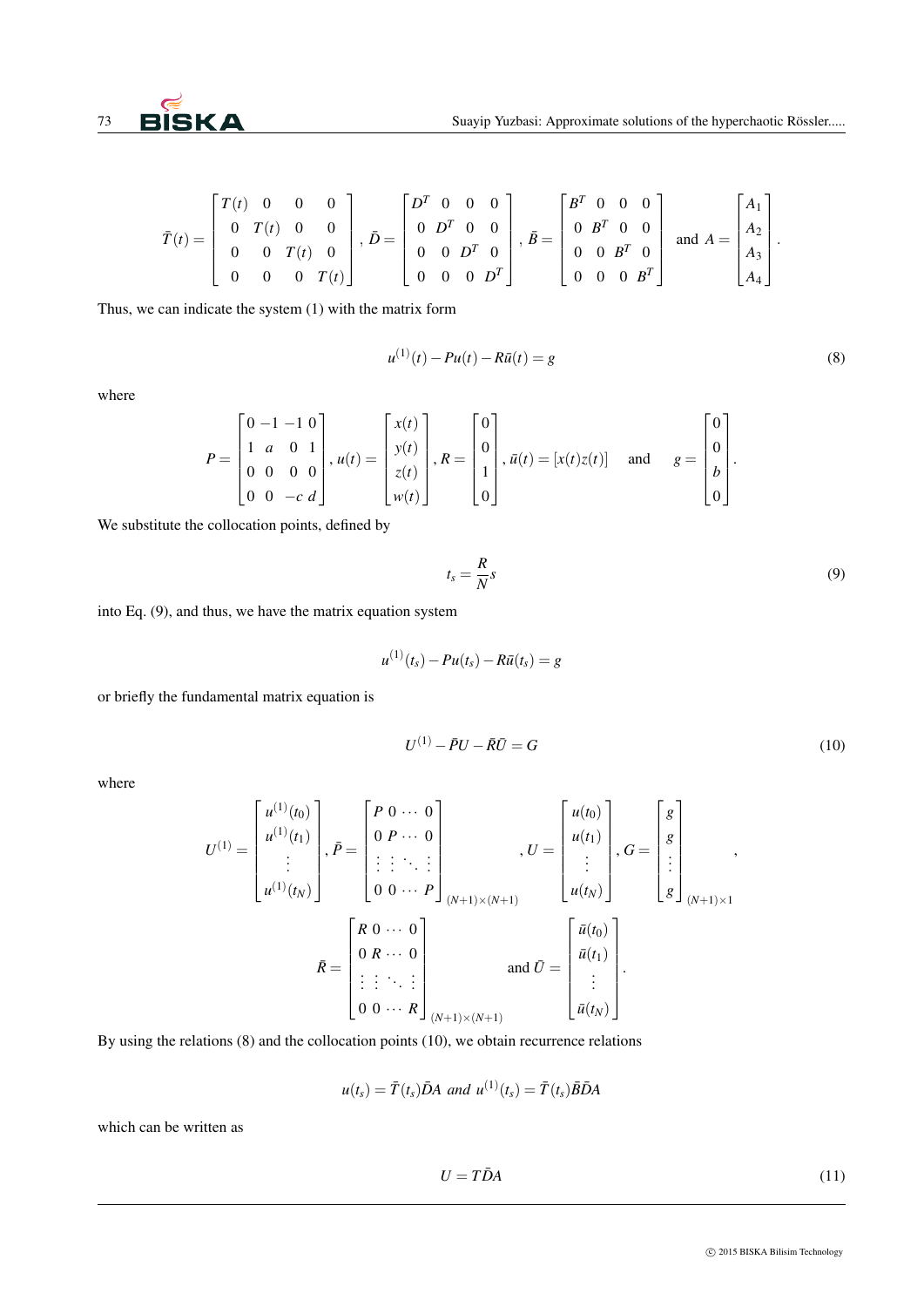$$\bar{T}(t)=\begin{bmatrix} T(t) & 0 & 0 & 0 \\ 0 & T(t) & 0 & 0 \\ 0 & 0 & T(t) & 0 \\ 0 & 0 & 0 & T(t) \end{bmatrix},\ \bar{D}=\begin{bmatrix} D^T & 0 & 0 & 0 \\ 0 & D^T & 0 & 0 \\ 0 & 0 & D^T & 0 \\ 0 & 0 & 0 & D^T \end{bmatrix},\ \bar{B}=\begin{bmatrix} B^T & 0 & 0 & 0 \\ 0 & B^T & 0 & 0 \\ 0 & 0 & B^T & 0 \\ 0 & 0 & 0 & B^T \end{bmatrix} \text{ and } A=\begin{bmatrix} A_1 \\ A_2 \\ A_3 \\ A_4 \end{bmatrix}.$$

Thus, we can indicate the system (1) with the matrix form

$$u^{(1)}(t)-Pu(t)-R\bar{u}(t)=g \tag{8}$$

where

$$P=\begin{bmatrix} 0 & -1 & -1 & 0 \\ 1 & a & 0 & 1 \\ 0 & 0 & 0 & 0 \\ 0 & 0 & -c & d \end{bmatrix},\ u(t)=\begin{bmatrix} x(t) \\ y(t) \\ z(t) \\ w(t) \end{bmatrix},\ R=\begin{bmatrix} 0 \\ 0 \\ 1 \\ 0 \end{bmatrix},\ \bar{u}(t)=[x(t)z(t)] \quad \text{and} \quad g=\begin{bmatrix} 0 \\ 0 \\ b \\ 0 \end{bmatrix}.$$

We substitute the collocation points, defined by

$$t_s=\frac{R}{N}s \tag{9}$$

into Eq. (9), and thus, we have the matrix equation system

$$u^{(1)}(t_s)-Pu(t_s)-R\bar{u}(t_s)=g$$

or briefly the fundamental matrix equation is

$$U^{(1)}-\bar{P}U-\bar{R}\bar{U}=G \tag{10}$$

where

$$U^{(1)}=\begin{bmatrix} u^{(1)}(t_0) \\ u^{(1)}(t_1) \\ \vdots \\ u^{(1)}(t_N) \end{bmatrix},\ \bar{P}=\begin{bmatrix} P & 0 & \cdots & 0 \\ 0 & P & \cdots & 0 \\ \vdots & \vdots & \ddots & \vdots \\ 0 & 0 & \cdots & P \end{bmatrix}_{(N+1)\times(N+1)},\ U=\begin{bmatrix} u(t_0) \\ u(t_1) \\ \vdots \\ u(t_N) \end{bmatrix},\ G=\begin{bmatrix} g \\ g \\ \vdots \\ g \end{bmatrix}_{(N+1)\times 1},$$

$$\bar{R}=\begin{bmatrix} R & 0 & \cdots & 0 \\ 0 & R & \cdots & 0 \\ \vdots & \vdots & \ddots & \vdots \\ 0 & 0 & \cdots & R \end{bmatrix}_{(N+1)\times(N+1)} \text{ and } \bar{U}=\begin{bmatrix} \bar{u}(t_0) \\ \bar{u}(t_1) \\ \vdots \\ \bar{u}(t_N) \end{bmatrix}.$$

By using the relations (8) and the collocation points (10), we obtain recurrence relations

$$u(t_s)=\bar{T}(t_s)\bar{D}A \text{ and } u^{(1)}(t_s)=\bar{T}(t_s)\bar{B}\bar{D}A$$

which can be written as

$$U=T\bar{D}A \tag{11}$$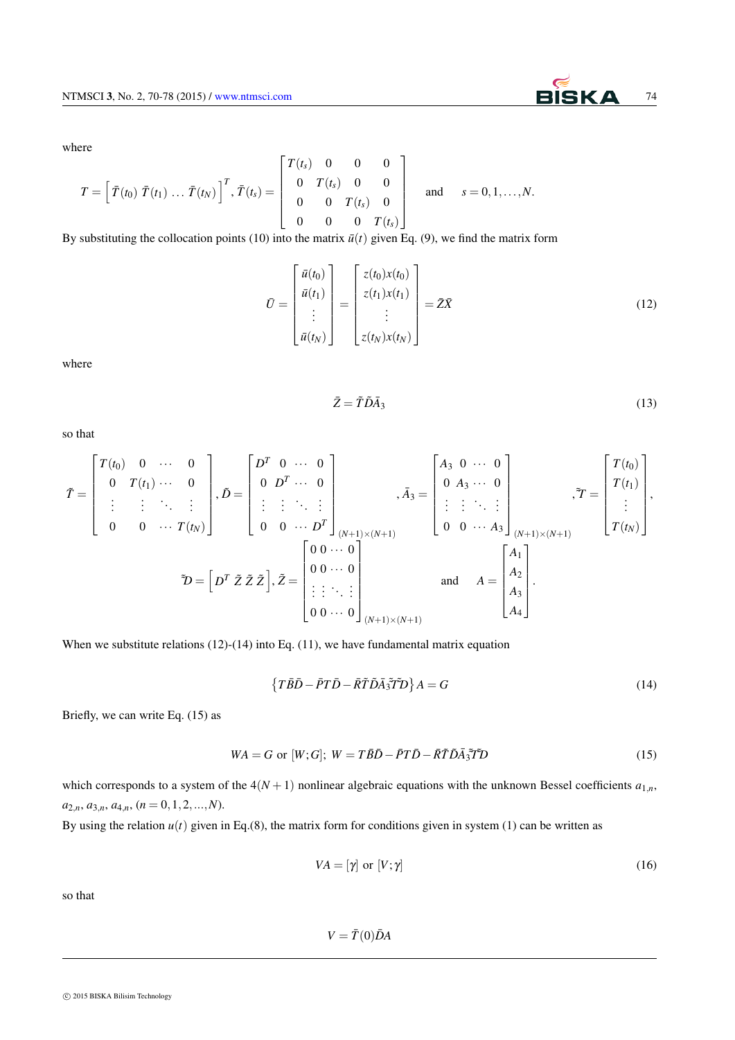where

$$T = \left[ \bar{T}(t_0)\ \bar{T}(t_1)\ \ldots\ \bar{T}(t_N) \right]^T, \bar{T}(t_s) = \begin{bmatrix} T(t_s) & 0 & 0 & 0 \\ 0 & T(t_s) & 0 & 0 \\ 0 & 0 & T(t_s) & 0 \\ 0 & 0 & 0 & T(t_s) \end{bmatrix} \quad \text{and} \quad s = 0, 1, \ldots, N.$$

By substituting the collocation points (10) into the matrix $\bar{u}(t)$ given Eq. (9), we find the matrix form

$$\bar{U} = \begin{bmatrix} \bar{u}(t_0) \\ \bar{u}(t_1) \\ \vdots \\ \bar{u}(t_N) \end{bmatrix} = \begin{bmatrix} z(t_0)x(t_0) \\ z(t_1)x(t_1) \\ \vdots \\ z(t_N)x(t_N) \end{bmatrix} = \bar{Z}\bar{X} \tag{12}$$

where

$$\bar{Z} = \tilde{T}\tilde{D}\bar{A}_3 \tag{13}$$

so that

$$\tilde{T} = \begin{bmatrix} T(t_0) & 0 & \cdots & 0 \\ 0 & T(t_1) & \cdots & 0 \\ \vdots & \vdots & \ddots & \vdots \\ 0 & 0 & \cdots & T(t_N) \end{bmatrix}, \tilde{D} = \begin{bmatrix} D^T & 0 & \cdots & 0 \\ 0 & D^T & \cdots & 0 \\ \vdots & \vdots & \ddots & \vdots \\ 0 & 0 & \cdots & D^T \end{bmatrix}_{(N+1)\times(N+1)}, \bar{A}_3 = \begin{bmatrix} A_3 & 0 & \cdots & 0 \\ 0 & A_3 & \cdots & 0 \\ \vdots & \vdots & \ddots & \vdots \\ 0 & 0 & \cdots & A_3 \end{bmatrix}_{(N+1)\times(N+1)}, \tilde{\bar{T}} = \begin{bmatrix} T(t_0) \\ T(t_1) \\ \vdots \\ T(t_N) \end{bmatrix},$$

$$\tilde{\bar{D}} = \left[ D^T\ \tilde{Z}\ \tilde{Z}\ \tilde{Z} \right], \tilde{Z} = \begin{bmatrix} 0 & 0 & \cdots & 0 \\ 0 & 0 & \cdots & 0 \\ \vdots & \vdots & \ddots & \vdots \\ 0 & 0 & \cdots & 0 \end{bmatrix}_{(N+1)\times(N+1)} \quad \text{and} \quad A = \begin{bmatrix} A_1 \\ A_2 \\ A_3 \\ A_4 \end{bmatrix}.$$

When we substitute relations (12)-(14) into Eq. (11), we have fundamental matrix equation

$$\left\{ T\bar{B}\bar{D} - \bar{P}T\bar{D} - \bar{R}\tilde{T}\tilde{D}\bar{A}_3\tilde{\bar{T}}\tilde{\bar{D}} \right\} A = G \tag{14}$$

Briefly, we can write Eq. (15) as

$$WA = G \text{ or } [W;G];\ W = T\bar{B}\bar{D} - \bar{P}T\bar{D} - \bar{R}\tilde{T}\tilde{D}\bar{A}_3\tilde{\bar{T}}\tilde{\bar{D}} \tag{15}$$

which corresponds to a system of the $4(N+1)$ nonlinear algebraic equations with the unknown Bessel coefficients $a_{1,n}$, $a_{2,n}$, $a_{3,n}$, $a_{4,n}$, $(n = 0, 1, 2, \ldots, N)$.

By using the relation $u(t)$ given in Eq.(8), the matrix form for conditions given in system (1) can be written as

$$VA = [\gamma] \text{ or } [V;\gamma] \tag{16}$$

so that

$$V = \bar{T}(0)\bar{D}A$$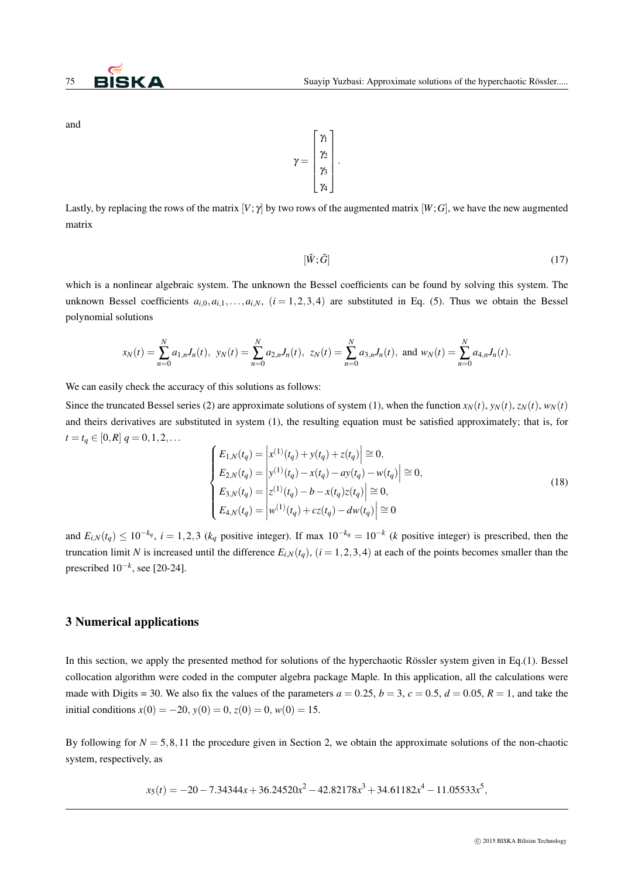and

$$\gamma = \begin{bmatrix} \gamma_1 \\ \gamma_2 \\ \gamma_3 \\ \gamma_4 \end{bmatrix}.$$

Lastly, by replacing the rows of the matrix $[V;\gamma]$ by two rows of the augmented matrix $[W;G]$, we have the new augmented matrix

$$[\tilde{W};\tilde{G}] \tag{17}$$

which is a nonlinear algebraic system. The unknown the Bessel coefficients can be found by solving this system. The unknown Bessel coefficients $a_{i,0}, a_{i,1}, \ldots, a_{i,N}$, $(i = 1,2,3,4)$ are substituted in Eq. (5). Thus we obtain the Bessel polynomial solutions

$$x_N(t) = \sum_{n=0}^{N} a_{1,n} J_n(t), \;\; y_N(t) = \sum_{n=0}^{N} a_{2,n} J_n(t), \;\; z_N(t) = \sum_{n=0}^{N} a_{3,n} J_n(t), \text{ and } w_N(t) = \sum_{n=0}^{N} a_{4,n} J_n(t).$$

We can easily check the accuracy of this solutions as follows:

Since the truncated Bessel series (2) are approximate solutions of system (1), when the function $x_N(t)$, $y_N(t)$, $z_N(t)$, $w_N(t)$ and theirs derivatives are substituted in system (1), the resulting equation must be satisfied approximately; that is, for $t = t_q \in [0,R]$ $q = 0,1,2,\ldots$

$$\begin{cases} E_{1,N}(t_q) = \left| x^{(1)}(t_q) + y(t_q) + z(t_q) \right| \cong 0, \\ E_{2,N}(t_q) = \left| y^{(1)}(t_q) - x(t_q) - ay(t_q) - w(t_q) \right| \cong 0, \\ E_{3,N}(t_q) = \left| z^{(1)}(t_q) - b - x(t_q) z(t_q) \right| \cong 0, \\ E_{4,N}(t_q) = \left| w^{(1)}(t_q) + cz(t_q) - dw(t_q) \right| \cong 0 \end{cases} \tag{18}$$

and $E_{i,N}(t_q) \leq 10^{-k_q}$, $i = 1,2,3$ ($k_q$ positive integer). If max $10^{-k_q} = 10^{-k}$ ($k$ positive integer) is prescribed, then the truncation limit $N$ is increased until the difference $E_{i,N}(t_q)$, $(i = 1,2,3,4)$ at each of the points becomes smaller than the prescribed $10^{-k}$, see [20-24].

## 3 Numerical applications

In this section, we apply the presented method for solutions of the hyperchaotic Rössler system given in Eq.(1). Bessel collocation algorithm were coded in the computer algebra package Maple. In this application, all the calculations were made with Digits = 30. We also fix the values of the parameters $a = 0.25$, $b = 3$, $c = 0.5$, $d = 0.05$, $R = 1$, and take the initial conditions $x(0) = -20$, $y(0) = 0$, $z(0) = 0$, $w(0) = 15$.

By following for $N = 5,8,11$ the procedure given in Section 2, we obtain the approximate solutions of the non-chaotic system, respectively, as

$$x_5(t) = -20 - 7.34344x + 36.24520x^2 - 42.82178x^3 + 34.61182x^4 - 11.05533x^5,$$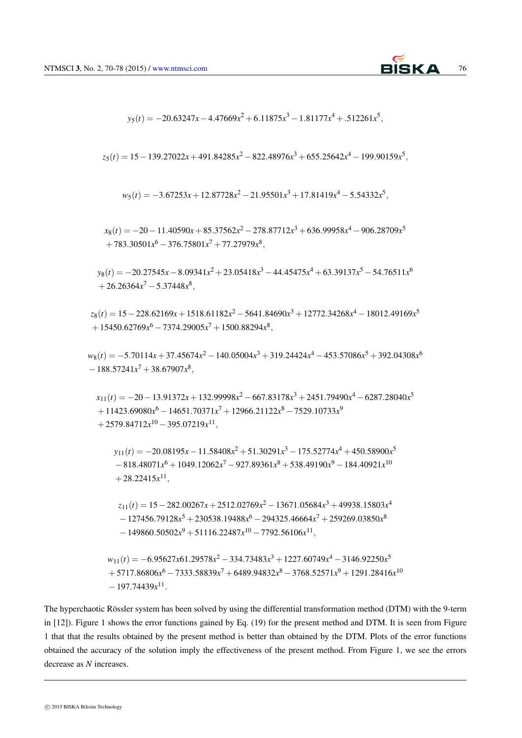$$y_5(t) = -20.63247x - 4.47669x^2 + 6.11875x^3 - 1.81177x^4 + .512261x^5,$$

$$z_5(t) = 15 - 139.27022x + 491.84285x^2 - 822.48976x^3 + 655.25642x^4 - 199.90159x^5,$$

$$w_5(t) = -3.67253x + 12.87728x^2 - 21.95501x^3 + 17.81419x^4 - 5.54332x^5,$$

$$x_8(t) = -20 - 11.40590x + 85.37562x^2 - 278.87712x^3 + 636.99958x^4 - 906.28709x^5 + 783.30501x^6 - 376.75801x^7 + 77.27979x^8,$$

$$y_8(t) = -20.27545x - 8.09341x^2 + 23.05418x^3 - 44.45475x^4 + 63.39137x^5 - 54.76511x^6 + 26.26364x^7 - 5.37448x^8,$$

$$z_8(t) = 15 - 228.62169x + 1518.61182x^2 - 5641.84690x^3 + 12772.34268x^4 - 18012.49169x^5 + 15450.62769x^6 - 7374.29005x^7 + 1500.88294x^8,$$

$$w_8(t) = -5.70114x + 37.45674x^2 - 140.05004x^3 + 319.24424x^4 - 453.57086x^5 + 392.04308x^6 - 188.57241x^7 + 38.67907x^8,$$

$$x_{11}(t) = -20 - 13.91372x + 132.99998x^2 - 667.83178x^3 + 2451.79490x^4 - 6287.28040x^5 + 11423.69080x^6 - 14651.70371x^7 + 12966.21122x^8 - 7529.10733x^9 + 2579.84712x^{10} - 395.07219x^{11},$$

$$y_{11}(t) = -20.08195x - 11.58408x^2 + 51.30291x^3 - 175.52774x^4 + 450.58900x^5 - 818.48071x^6 + 1049.12062x^7 - 927.89361x^8 + 538.49190x^9 - 184.40921x^{10} + 28.22415x^{11},$$

$$z_{11}(t) = 15 - 282.00267x + 2512.02769x^2 - 13671.05684x^3 + 49938.15803x^4 - 127456.79128x^5 + 230538.19488x^6 - 294325.46664x^7 + 259269.03850x^8 - 149860.50502x^9 + 51116.22487x^{10} - 7792.56106x^{11},$$

$$w_{11}(t) = -6.95627x61.29578x^2 - 334.73483x^3 + 1227.60749x^4 - 3146.92250x^5 + 5717.86806x^6 - 7333.58839x^7 + 6489.94832x^8 - 3768.52571x^9 + 1291.28416x^{10} - 197.74439x^{11}.$$

The hyperchaotic Rössler system has been solved by using the differential transformation method (DTM) with the 9-term in [12]). Figure 1 shows the error functions gained by Eq. (19) for the present method and DTM. It is seen from Figure 1 that that the results obtained by the present method is better than obtained by the DTM. Plots of the error functions obtained the accuracy of the solution imply the effectiveness of the present method. From Figure 1, we see the errors decrease as $N$ increases.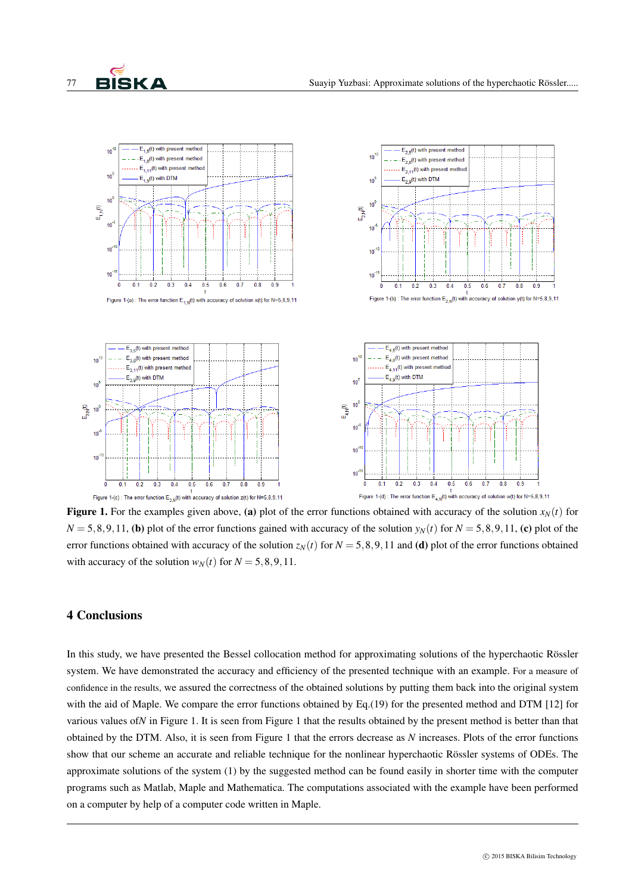**Figure 1.** For the examples given above, **(a)** plot of the error functions obtained with accuracy of the solution $x_N(t)$ for $N = 5,8,9,11$, **(b)** plot of the error functions gained with accuracy of the solution $y_N(t)$ for $N = 5,8,9,11$, **(c)** plot of the error functions obtained with accuracy of the solution $z_N(t)$ for $N = 5,8,9,11$ and **(d)** plot of the error functions obtained with accuracy of the solution $w_N(t)$ for $N = 5,8,9,11$.

## 4 Conclusions

In this study, we have presented the Bessel collocation method for approximating solutions of the hyperchaotic Rössler system. We have demonstrated the accuracy and efficiency of the presented technique with an example. For a measure of confidence in the results, we assured the correctness of the obtained solutions by putting them back into the original system with the aid of Maple. We compare the error functions obtained by Eq.(19) for the presented method and DTM [12] for various values of $N$ in Figure 1. It is seen from Figure 1 that the results obtained by the present method is better than that obtained by the DTM. Also, it is seen from Figure 1 that the errors decrease as $N$ increases. Plots of the error functions show that our scheme an accurate and reliable technique for the nonlinear hyperchaotic Rössler systems of ODEs. The approximate solutions of the system (1) by the suggested method can be found easily in shorter time with the computer programs such as Matlab, Maple and Mathematica. The computations associated with the example have been performed on a computer by help of a computer code written in Maple.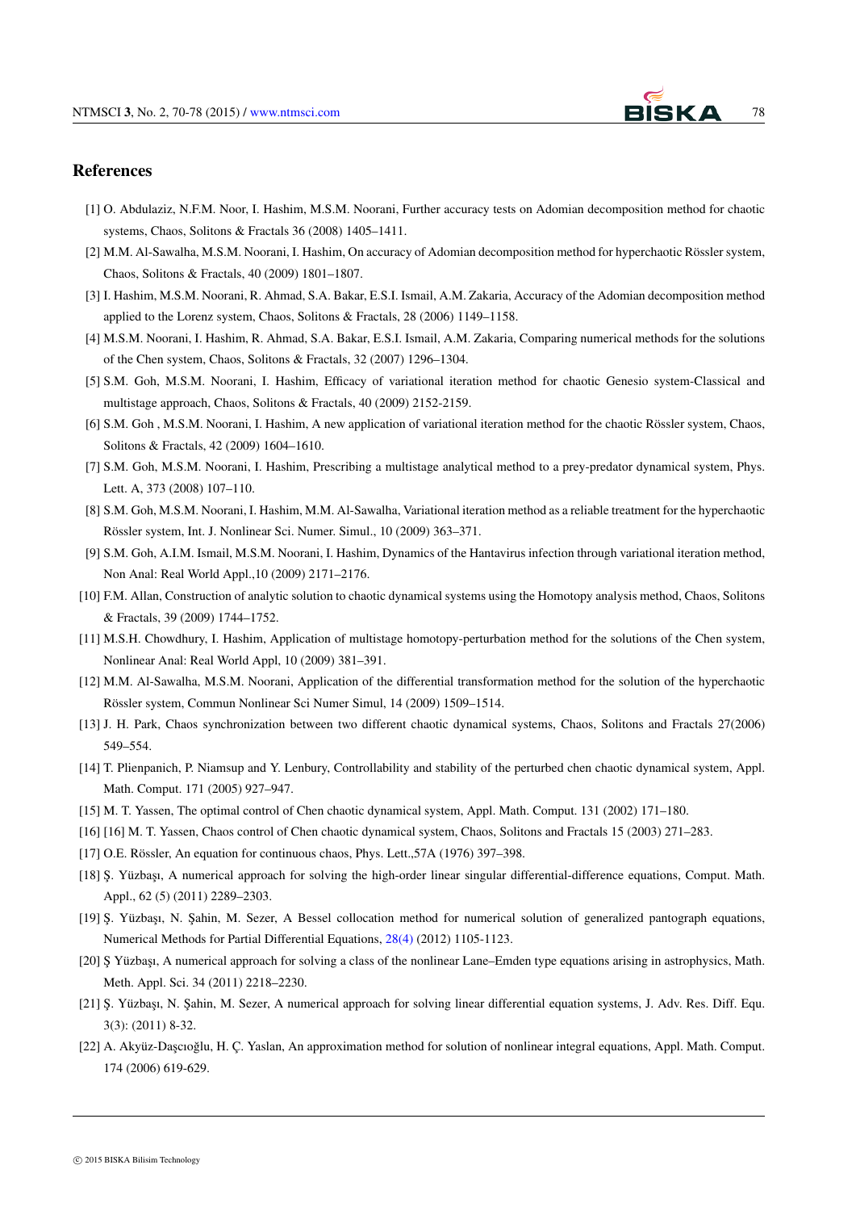## References

[1] O. Abdulaziz, N.F.M. Noor, I. Hashim, M.S.M. Noorani, Further accuracy tests on Adomian decomposition method for chaotic systems, Chaos, Solitons & Fractals 36 (2008) 1405–1411.

[2] M.M. Al-Sawalha, M.S.M. Noorani, I. Hashim, On accuracy of Adomian decomposition method for hyperchaotic Rössler system, Chaos, Solitons & Fractals, 40 (2009) 1801–1807.

[3] I. Hashim, M.S.M. Noorani, R. Ahmad, S.A. Bakar, E.S.I. Ismail, A.M. Zakaria, Accuracy of the Adomian decomposition method applied to the Lorenz system, Chaos, Solitons & Fractals, 28 (2006) 1149–1158.

[4] M.S.M. Noorani, I. Hashim, R. Ahmad, S.A. Bakar, E.S.I. Ismail, A.M. Zakaria, Comparing numerical methods for the solutions of the Chen system, Chaos, Solitons & Fractals, 32 (2007) 1296–1304.

[5] S.M. Goh, M.S.M. Noorani, I. Hashim, Efficacy of variational iteration method for chaotic Genesio system-Classical and multistage approach, Chaos, Solitons & Fractals, 40 (2009) 2152-2159.

[6] S.M. Goh , M.S.M. Noorani, I. Hashim, A new application of variational iteration method for the chaotic Rössler system, Chaos, Solitons & Fractals, 42 (2009) 1604–1610.

[7] S.M. Goh, M.S.M. Noorani, I. Hashim, Prescribing a multistage analytical method to a prey-predator dynamical system, Phys. Lett. A, 373 (2008) 107–110.

[8] S.M. Goh, M.S.M. Noorani, I. Hashim, M.M. Al-Sawalha, Variational iteration method as a reliable treatment for the hyperchaotic Rössler system, Int. J. Nonlinear Sci. Numer. Simul., 10 (2009) 363–371.

[9] S.M. Goh, A.I.M. Ismail, M.S.M. Noorani, I. Hashim, Dynamics of the Hantavirus infection through variational iteration method, Non Anal: Real World Appl.,10 (2009) 2171–2176.

[10] F.M. Allan, Construction of analytic solution to chaotic dynamical systems using the Homotopy analysis method, Chaos, Solitons & Fractals, 39 (2009) 1744–1752.

[11] M.S.H. Chowdhury, I. Hashim, Application of multistage homotopy-perturbation method for the solutions of the Chen system, Nonlinear Anal: Real World Appl, 10 (2009) 381–391.

[12] M.M. Al-Sawalha, M.S.M. Noorani, Application of the differential transformation method for the solution of the hyperchaotic Rössler system, Commun Nonlinear Sci Numer Simul, 14 (2009) 1509–1514.

[13] J. H. Park, Chaos synchronization between two different chaotic dynamical systems, Chaos, Solitons and Fractals 27(2006) 549–554.

[14] T. Plienpanich, P. Niamsup and Y. Lenbury, Controllability and stability of the perturbed chen chaotic dynamical system, Appl. Math. Comput. 171 (2005) 927–947.

[15] M. T. Yassen, The optimal control of Chen chaotic dynamical system, Appl. Math. Comput. 131 (2002) 171–180.

[16] [16] M. T. Yassen, Chaos control of Chen chaotic dynamical system, Chaos, Solitons and Fractals 15 (2003) 271–283.

[17] O.E. Rössler, An equation for continuous chaos, Phys. Lett.,57A (1976) 397–398.

[18] Ş. Yüzbaşı, A numerical approach for solving the high-order linear singular differential-difference equations, Comput. Math. Appl., 62 (5) (2011) 2289–2303.

[19] Ş. Yüzbaşı, N. Şahin, M. Sezer, A Bessel collocation method for numerical solution of generalized pantograph equations, Numerical Methods for Partial Differential Equations, 28(4) (2012) 1105-1123.

[20] Ş Yüzbaşı, A numerical approach for solving a class of the nonlinear Lane–Emden type equations arising in astrophysics, Math. Meth. Appl. Sci. 34 (2011) 2218–2230.

[21] Ş. Yüzbaşı, N. Şahin, M. Sezer, A numerical approach for solving linear differential equation systems, J. Adv. Res. Diff. Equ. 3(3): (2011) 8-32.

[22] A. Akyüz-Daşcıoğlu, H. Ç. Yaslan, An approximation method for solution of nonlinear integral equations, Appl. Math. Comput. 174 (2006) 619-629.